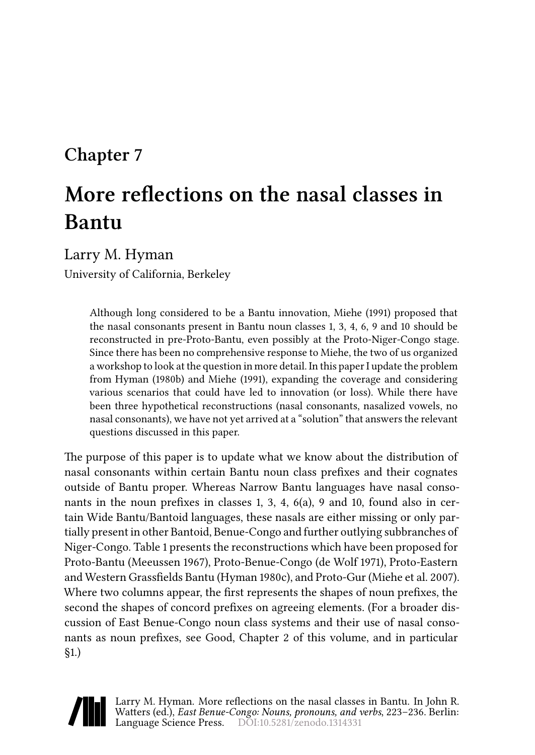## Chapter 7

# More reflections on the nasal classes in Bantu

Larry M. Hyman

University of California, Berkeley

> Although long considered to be a Bantu innovation, Miehe (1991) proposed that the nasal consonants present in Bantu noun classes 1, 3, 4, 6, 9 and 10 should be reconstructed in pre-Proto-Bantu, even possibly at the Proto-Niger-Congo stage. Since there has been no comprehensive response to Miehe, the two of us organized a workshop to look at the question in more detail. In this paper I update the problem from Hyman (1980b) and Miehe (1991), expanding the coverage and considering various scenarios that could have led to innovation (or loss). While there have been three hypothetical reconstructions (nasal consonants, nasalized vowels, no nasal consonants), we have not yet arrived at a "solution" that answers the relevant questions discussed in this paper.

The purpose of this paper is to update what we know about the distribution of nasal consonants within certain Bantu noun class prefixes and their cognates outside of Bantu proper. Whereas Narrow Bantu languages have nasal consonants in the noun prefixes in classes 1, 3, 4, 6(a), 9 and 10, found also in certain Wide Bantu/Bantoid languages, these nasals are either missing or only partially present in other Bantoid, Benue-Congo and further outlying subbranches of Niger-Congo. Table 1 presents the reconstructions which have been proposed for Proto-Bantu (Meeussen 1967), Proto-Benue-Congo (de Wolf 1971), Proto-Eastern and Western Grassfields Bantu (Hyman 1980c), and Proto-Gur (Miehe et al. 2007). Where two columns appear, the first represents the shapes of noun prefixes, the second the shapes of concord prefixes on agreeing elements. (For a broader discussion of East Benue-Congo noun class systems and their use of nasal consonants as noun prefixes, see Good, Chapter 2 of this volume, and in particular §1.)

Larry M. Hyman. More reflections on the nasal classes in Bantu. In John R. Watters (ed.), *East Benue-Congo: Nouns, pronouns, and verbs*, 223–236. Berlin: Language Science Press. DOI:10.5281/zenodo.1314331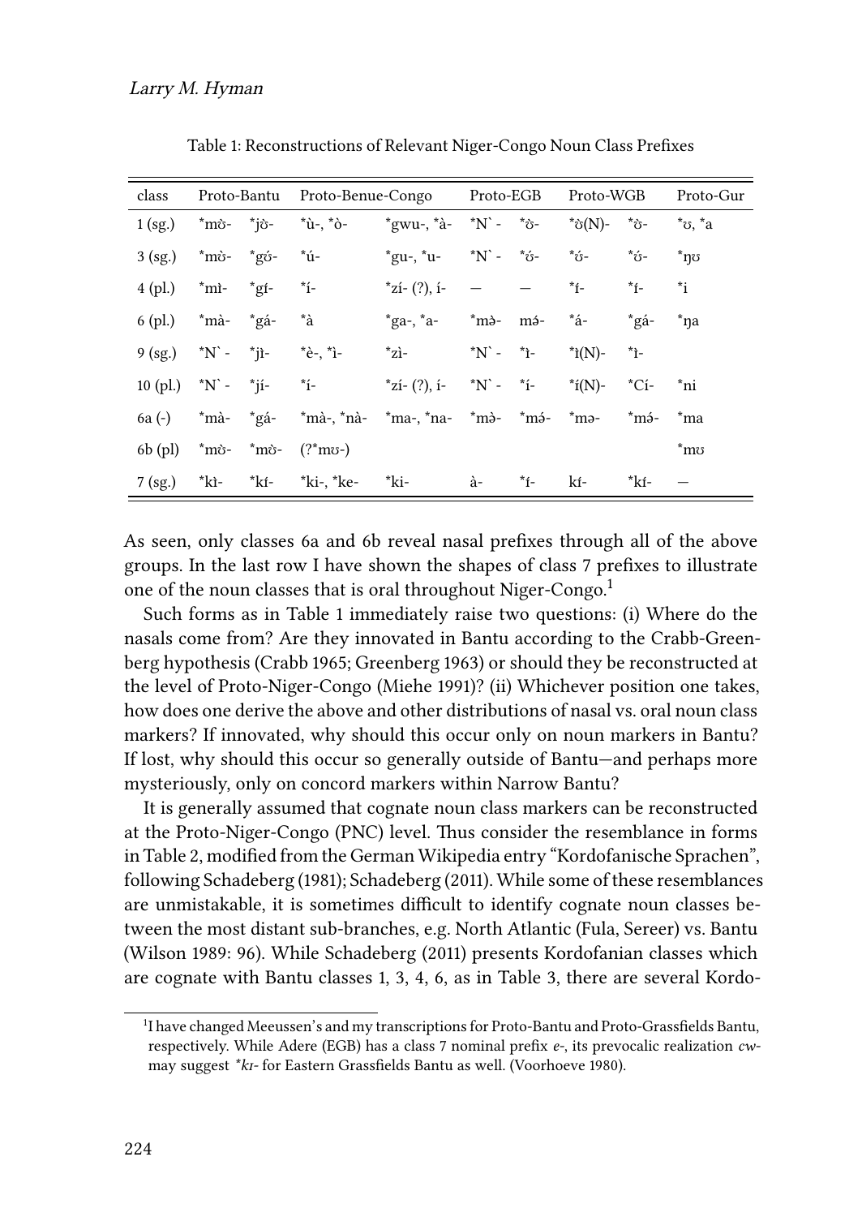Table 1: Reconstructions of Relevant Niger-Congo Noun Class Prefixes

| class | Proto-Bantu | | Proto-Benue-Congo | | Proto-EGB | | Proto-WGB | | Proto-Gur |
|---|---|---|---|---|---|---|---|---|---|
| 1 (sg.) | *mʊ̀- | *jʊ̀- | *ù-, *ò- | *gwu-, *à- | *N`- | *ʊ̀- | *ʊ̀(N)- | *ʊ̀- | *ʊ, *a |
| 3 (sg.) | *mʊ̀- | *gʊ́- | *ú- | *gu-, *u- | *N`- | *ʊ́- | *ʊ́- | *ʊ́- | *ŋʊ |
| 4 (pl.) | *mɪ̀- | *gɪ́- | *í- | *zí- (?), í- | — | — | *ɪ́- | *ɪ́- | *i |
| 6 (pl.) | *mà- | *gá- | *à | *ga-, *a- | *mə̀- | mə́- | *á- | *gá- | *ŋa |
| 9 (sg.) | *N`- | *jɪ̀- | *è-, *ì- | *zì- | *N`- | *ɪ̀- | *ɪ̀(N)- | *ɪ̀- | |
| 10 (pl.) | *N`- | *jí- | *í- | *zí- (?), í- | *N`- | *í- | *í(N)- | *Cí- | *ni |
| 6a (-) | *mà- | *gá- | *mà-, *nà- | *ma-, *na- | *mə̀- | *mə́- | *mə- | *mə́- | *ma |
| 6b (pl) | *mʊ̀- | *mʊ̀- | (?*mʊ-) | | | | | | *mʊ |
| 7 (sg.) | *kɪ̀- | *kɪ́- | *ki-, *ke- | *ki- | à- | *ɪ́- | kɪ́- | *kɪ́- | — |

As seen, only classes 6a and 6b reveal nasal prefixes through all of the above groups. In the last row I have shown the shapes of class 7 prefixes to illustrate one of the noun classes that is oral throughout Niger-Congo.[1]

Such forms as in Table 1 immediately raise two questions: (i) Where do the nasals come from? Are they innovated in Bantu according to the Crabb-Greenberg hypothesis (Crabb 1965; Greenberg 1963) or should they be reconstructed at the level of Proto-Niger-Congo (Miehe 1991)? (ii) Whichever position one takes, how does one derive the above and other distributions of nasal vs. oral noun class markers? If innovated, why should this occur only on noun markers in Bantu? If lost, why should this occur so generally outside of Bantu—and perhaps more mysteriously, only on concord markers within Narrow Bantu?

It is generally assumed that cognate noun class markers can be reconstructed at the Proto-Niger-Congo (PNC) level. Thus consider the resemblance in forms in Table 2, modified from the German Wikipedia entry "Kordofanische Sprachen", following Schadeberg (1981); Schadeberg (2011). While some of these resemblances are unmistakable, it is sometimes difficult to identify cognate noun classes between the most distant sub-branches, e.g. North Atlantic (Fula, Sereer) vs. Bantu (Wilson 1989: 96). While Schadeberg (2011) presents Kordofanian classes which are cognate with Bantu classes 1, 3, 4, 6, as in Table 3, there are several Kordo-

[1] I have changed Meeussen's and my transcriptions for Proto-Bantu and Proto-Grassfields Bantu, respectively. While Adere (EGB) has a class 7 nominal prefix *e-*, its prevocalic realization *cw-* may suggest *\*kɪ-* for Eastern Grassfields Bantu as well. (Voorhoeve 1980).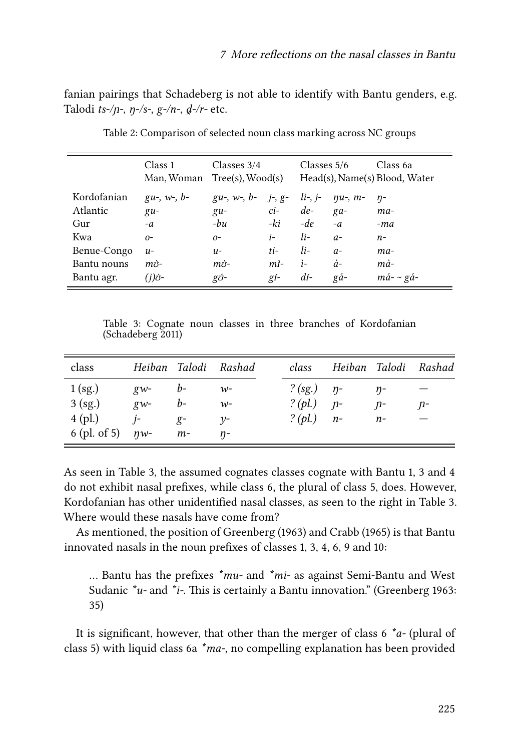fanian pairings that Schadeberg is not able to identify with Bantu genders, e.g. Talodi *ts-/ɲ-*, *ŋ-/s-*, *g-/n-*, *d̪-/r-* etc.

Table 2: Comparison of selected noun class marking across NC groups

| | Class 1<br>Man, Woman | Classes 3/4<br>Tree(s), Wood(s) | | Classes 5/6<br>Head(s), Name(s) | | Class 6a<br>Blood, Water |
|---|---|---|---|---|---|---|
| Kordofanian | *gu-, w-, b-* | *gu-, w-, b-* | *j-, g-* | *li-, j-* | *ŋu-, m-* | *ŋ-* |
| Atlantic | *gu-* | *gu-* | *ci-* | *de-* | *ga-* | *ma-* |
| Gur | *-a* | *-bu* | *-ki* | *-de* | *-a* | *-ma* |
| Kwa | *o-* | *o-* | *i-* | *li-* | *a-* | *n-* |
| Benue-Congo | *u-* | *u-* | *ti-* | *li-* | *a-* | *ma-* |
| Bantu nouns | *mʊ̀-* | *mʊ̀-* | *mì-* | *ì-* | *à-* | *mà-* |
| Bantu agr. | *(j)ʊ̀-* | *gʊ́-* | *gí-* | *dí-* | *gá-* | *má- ~ gá-* |

Table 3: Cognate noun classes in three branches of Kordofanian (Schadeberg 2011)

| class | *Heiban* | *Talodi* | *Rashad* | class | *Heiban* | *Talodi* | *Rashad* |
|---|---|---|---|---|---|---|---|
| 1 (sg.) | *gw-* | *b-* | *w-* | *? (sg.)* | *ŋ-* | *ŋ-* | — |
| 3 (sg.) | *gw-* | *b-* | *w-* | *? (pl.)* | *ɲ-* | *ɲ-* | *ɲ-* |
| 4 (pl.) | *j-* | *g-* | *y-* | *? (pl.)* | *n-* | *n-* | — |
| 6 (pl. of 5) | *ŋw-* | *m-* | *ŋ-* | | | | |

As seen in Table 3, the assumed cognates classes cognate with Bantu 1, 3 and 4 do not exhibit nasal prefixes, while class 6, the plural of class 5, does. However, Kordofanian has other unidentified nasal classes, as seen to the right in Table 3. Where would these nasals have come from?

As mentioned, the position of Greenberg (1963) and Crabb (1965) is that Bantu innovated nasals in the noun prefixes of classes 1, 3, 4, 6, 9 and 10:

> … Bantu has the prefixes *\*mu-* and *\*mi-* as against Semi-Bantu and West Sudanic *\*u-* and *\*i-*. This is certainly a Bantu innovation." (Greenberg 1963: 35)

It is significant, however, that other than the merger of class 6 *\*a-* (plural of class 5) with liquid class 6a *\*ma-*, no compelling explanation has been provided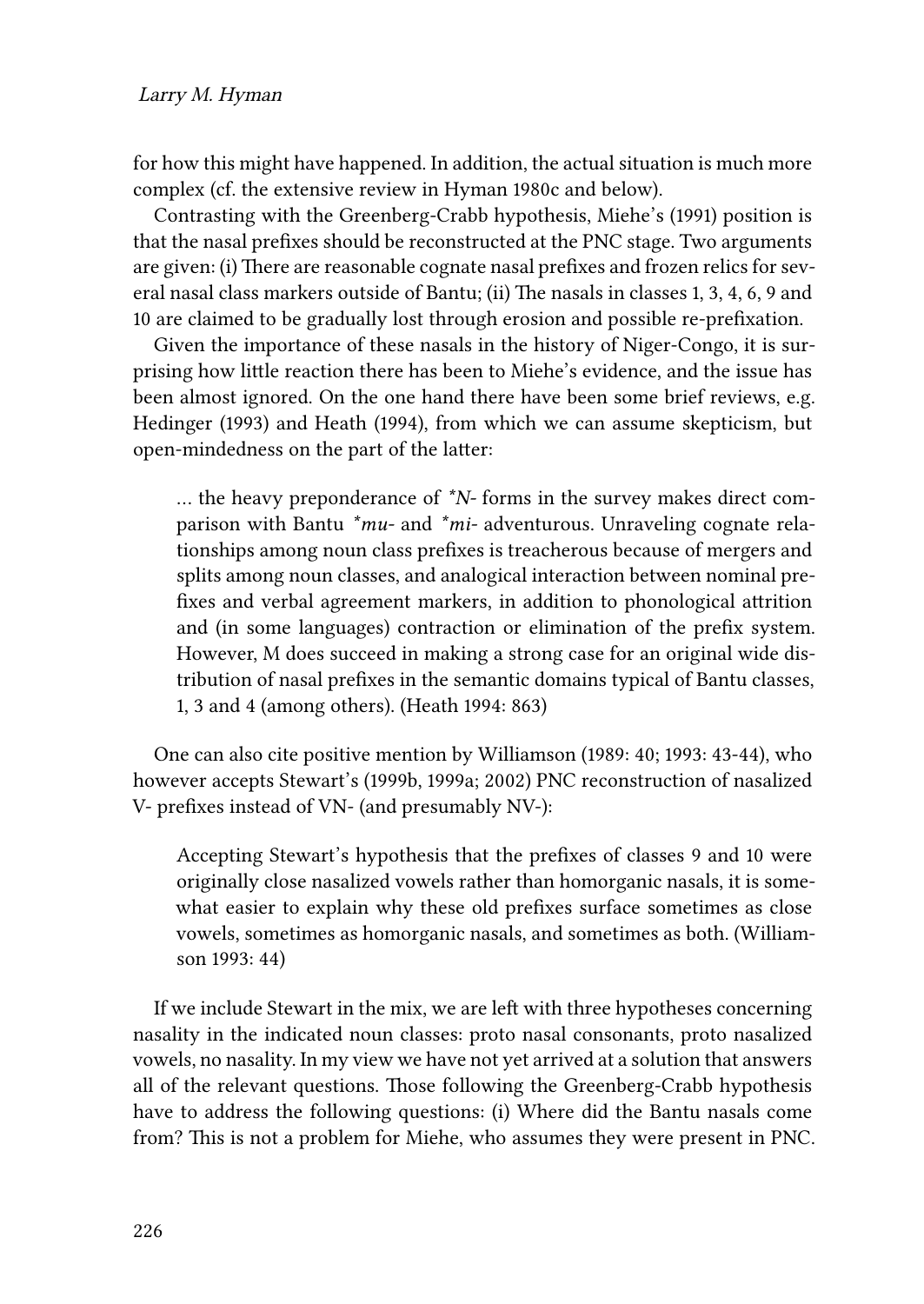for how this might have happened. In addition, the actual situation is much more complex (cf. the extensive review in Hyman 1980c and below).

Contrasting with the Greenberg-Crabb hypothesis, Miehe's (1991) position is that the nasal prefixes should be reconstructed at the PNC stage. Two arguments are given: (i) There are reasonable cognate nasal prefixes and frozen relics for several nasal class markers outside of Bantu; (ii) The nasals in classes 1, 3, 4, 6, 9 and 10 are claimed to be gradually lost through erosion and possible re-prefixation.

Given the importance of these nasals in the history of Niger-Congo, it is surprising how little reaction there has been to Miehe's evidence, and the issue has been almost ignored. On the one hand there have been some brief reviews, e.g. Hedinger (1993) and Heath (1994), from which we can assume skepticism, but open-mindedness on the part of the latter:

> … the heavy preponderance of *\*N-* forms in the survey makes direct comparison with Bantu *\*mu-* and *\*mi-* adventurous. Unraveling cognate relationships among noun class prefixes is treacherous because of mergers and splits among noun classes, and analogical interaction between nominal prefixes and verbal agreement markers, in addition to phonological attrition and (in some languages) contraction or elimination of the prefix system. However, M does succeed in making a strong case for an original wide distribution of nasal prefixes in the semantic domains typical of Bantu classes, 1, 3 and 4 (among others). (Heath 1994: 863)

One can also cite positive mention by Williamson (1989: 40; 1993: 43-44), who however accepts Stewart's (1999b, 1999a; 2002) PNC reconstruction of nasalized V- prefixes instead of VN- (and presumably NV-):

> Accepting Stewart's hypothesis that the prefixes of classes 9 and 10 were originally close nasalized vowels rather than homorganic nasals, it is somewhat easier to explain why these old prefixes surface sometimes as close vowels, sometimes as homorganic nasals, and sometimes as both. (Williamson 1993: 44)

If we include Stewart in the mix, we are left with three hypotheses concerning nasality in the indicated noun classes: proto nasal consonants, proto nasalized vowels, no nasality. In my view we have not yet arrived at a solution that answers all of the relevant questions. Those following the Greenberg-Crabb hypothesis have to address the following questions: (i) Where did the Bantu nasals come from? This is not a problem for Miehe, who assumes they were present in PNC.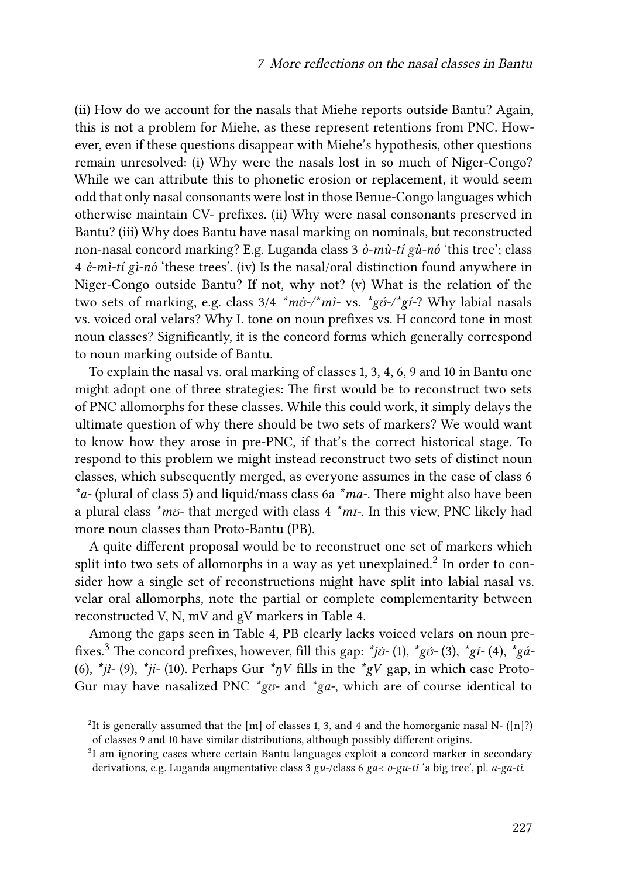(ii) How do we account for the nasals that Miehe reports outside Bantu? Again, this is not a problem for Miehe, as these represent retentions from PNC. However, even if these questions disappear with Miehe's hypothesis, other questions remain unresolved: (i) Why were the nasals lost in so much of Niger-Congo? While we can attribute this to phonetic erosion or replacement, it would seem odd that only nasal consonants were lost in those Benue-Congo languages which otherwise maintain CV- prefixes. (ii) Why were nasal consonants preserved in Bantu? (iii) Why does Bantu have nasal marking on nominals, but reconstructed non-nasal concord marking? E.g. Luganda class 3 *ò-mù-tí gù-nó* 'this tree'; class 4 *è-mì-tí gì-nó* 'these trees'. (iv) Is the nasal/oral distinction found anywhere in Niger-Congo outside Bantu? If not, why not? (v) What is the relation of the two sets of marking, e.g. class 3/4 **mʊ̀-*/**mì-* vs. **gʊ́-*/**gí-*? Why labial nasals vs. voiced oral velars? Why L tone on noun prefixes vs. H concord tone in most noun classes? Significantly, it is the concord forms which generally correspond to noun marking outside of Bantu.

To explain the nasal vs. oral marking of classes 1, 3, 4, 6, 9 and 10 in Bantu one might adopt one of three strategies: The first would be to reconstruct two sets of PNC allomorphs for these classes. While this could work, it simply delays the ultimate question of why there should be two sets of markers? We would want to know how they arose in pre-PNC, if that's the correct historical stage. To respond to this problem we might instead reconstruct two sets of distinct noun classes, which subsequently merged, as everyone assumes in the case of class 6 **a-* (plural of class 5) and liquid/mass class 6a **ma-*. There might also have been a plural class **mʊ-* that merged with class 4 **mɪ-*. In this view, PNC likely had more noun classes than Proto-Bantu (PB).

A quite different proposal would be to reconstruct one set of markers which split into two sets of allomorphs in a way as yet unexplained.[2] In order to consider how a single set of reconstructions might have split into labial nasal vs. velar oral allomorphs, note the partial or complete complementarity between reconstructed V, N, mV and gV markers in Table 4.

Among the gaps seen in Table 4, PB clearly lacks voiced velars on noun prefixes.[3] The concord prefixes, however, fill this gap: **jʊ̀-* (1), **gʊ́-* (3), **gí-* (4), **gá-* (6), **jì-* (9), **jí-* (10). Perhaps Gur **ŋV* fills in the **gV* gap, in which case Proto-Gur may have nasalized PNC **gʊ-* and **ga-*, which are of course identical to

[2]It is generally assumed that the [m] of classes 1, 3, and 4 and the homorganic nasal N- ([n]?) of classes 9 and 10 have similar distributions, although possibly different origins.

[3]I am ignoring cases where certain Bantu languages exploit a concord marker in secondary derivations, e.g. Luganda augmentative class 3 *gu-*/class 6 *ga-*: *o-gu-tî* 'a big tree', pl. *a-ga-tî*.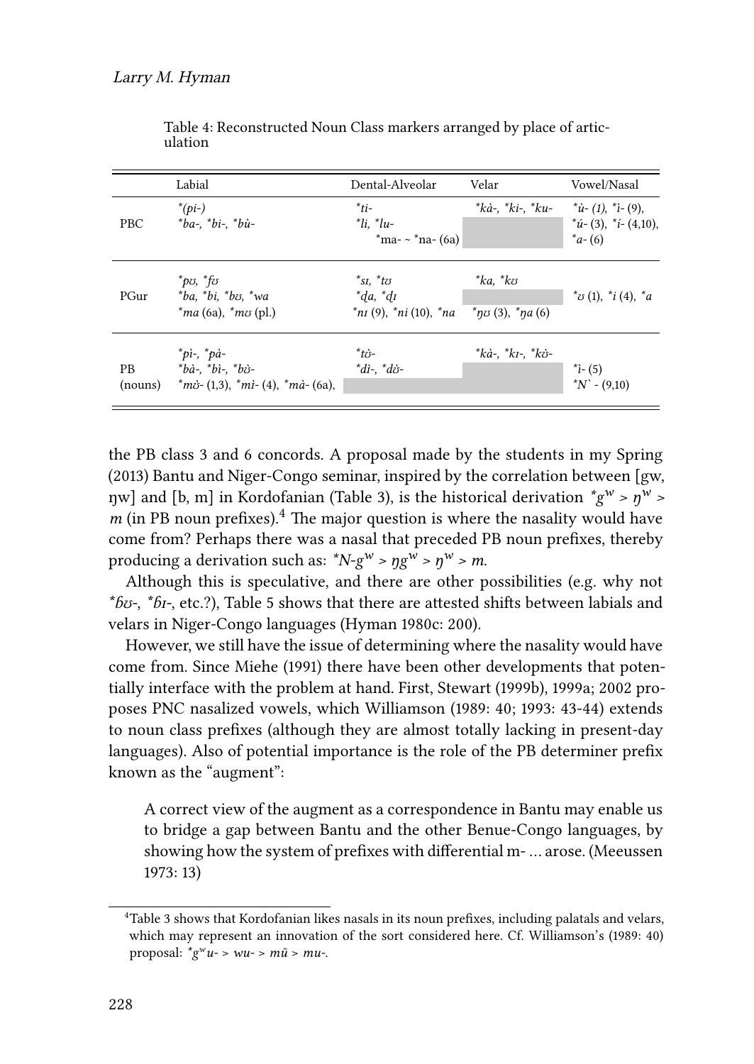Table 4: Reconstructed Noun Class markers arranged by place of articulation

| | Labial | Dental-Alveolar | Velar | Vowel/Nasal |
|---|---|---|---|---|
| PBC | *\*(pi-)* <br> *\*ba-, \*bi-, \*bù-* | *\*ti-* <br> *\*li, \*lu-* <br> \*ma- ~ \*na- (6a) | *\*kà-, \*ki-, \*ku-* | *\*ù- (1), \*ì- (9),* <br> *\*ú- (3), \*í- (4,10),* <br> *\*a- (6)* |
| PGur | *\*pʊ, \*fʊ* <br> *\*ba, \*bi, \*bʊ, \*wa* <br> *\*ma* (6a), *\*mʊ* (pl.) | *\*sɪ, \*tʊ* <br> *\*ɗa, \*ɗɪ* <br> *\*nɪ* (9), *\*ni* (10), *\*na* | *\*ka, \*kʊ* <br> *\*ŋʊ* (3), *\*ŋa* (6) | *\*ʊ* (1), *\*i* (4), *\*a* |
| PB (nouns) | *\*pì-, \*pà-* <br> *\*bà-, \*bì-, \*bʊ̀-* <br> *\*mʊ̀-* (1,3), *\*mì-* (4), *\*mà-* (6a), | *\*tʊ̀-* <br> *\*dì-, \*dʊ̀-* | *\*kà-, \*kɪ-, \*kʊ̀-* | *\*ì-* (5) <br> *\*Ǹ-* (9,10) |

the PB class 3 and 6 concords. A proposal made by the students in my Spring (2013) Bantu and Niger-Congo seminar, inspired by the correlation between [gw, ŋw] and [b, m] in Kordofanian (Table 3), is the historical derivation *\*g*$^w$ > *ŋ*$^w$ > *m* (in PB noun prefixes).[4] The major question is where the nasality would have come from? Perhaps there was a nasal that preceded PB noun prefixes, thereby producing a derivation such as: *\*N-g*$^w$ > *ŋg*$^w$ > *ŋ*$^w$ > *m*.

Although this is speculative, and there are other possibilities (e.g. why not *\*ɓʊ-*, *\*ɓɪ-*, etc.?), Table 5 shows that there are attested shifts between labials and velars in Niger-Congo languages (Hyman 1980c: 200).

However, we still have the issue of determining where the nasality would have come from. Since Miehe (1991) there have been other developments that potentially interface with the problem at hand. First, Stewart (1999b), 1999a; 2002 proposes PNC nasalized vowels, which Williamson (1989: 40; 1993: 43-44) extends to noun class prefixes (although they are almost totally lacking in present-day languages). Also of potential importance is the role of the PB determiner prefix known as the "augment":

> A correct view of the augment as a correspondence in Bantu may enable us to bridge a gap between Bantu and the other Benue-Congo languages, by showing how the system of prefixes with differential m- … arose. (Meeussen 1973: 13)

[4] Table 3 shows that Kordofanian likes nasals in its noun prefixes, including palatals and velars, which may represent an innovation of the sort considered here. Cf. Williamson's (1989: 40) proposal: *\*g*$^w$*u-* > *wu-* > *mũ* > *mu-*.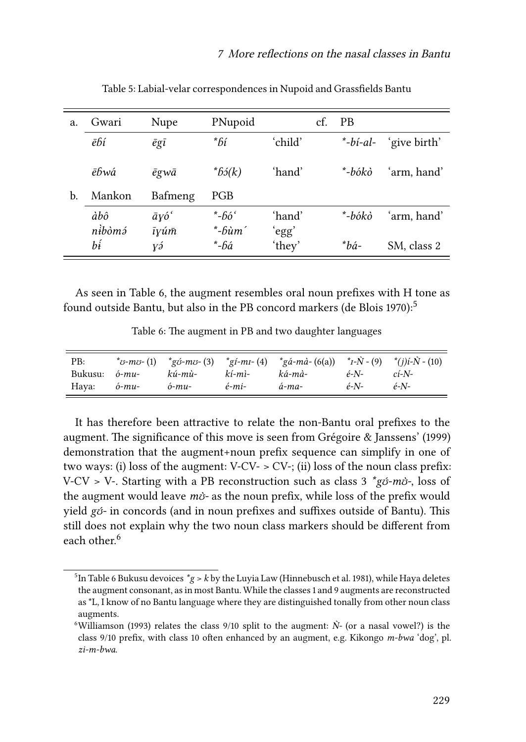Table 5: Labial-velar correspondences in Nupoid and Grassfields Bantu

| a. | Gwari | Nupe | PNupoid | | cf. | PB | |
|---|---|---|---|---|---|---|---|
| | *ēɓí* | *ēgī* | *\*ɓí* | 'child' | | *\*-bí-al-* | 'give birth' |
| | *ēɓwá* | *ēgwā* | *\*ɓɔ́(k)* | 'hand' | | *\*-bókò* | 'arm, hand' |
| b. | Mankon | Bafmeng | PGB | | | | |
| | *àbô* | *āɣó'* | *\*-ɓó'* | 'hand' | | *\*-bókò* | 'arm, hand' |
| | *nɨ̀bòmə́* | *īɣúm̄* | *\*-ɓùm´* | 'egg' | | | |
| | *bɨ́* | *ɣə́* | *\*-ɓá* | 'they' | | *\*bá-* | SM, class 2 |

As seen in Table 6, the augment resembles oral noun prefixes with H tone as found outside Bantu, but also in the PB concord markers (de Blois 1970):[5]

Table 6: The augment in PB and two daughter languages

| PB: | *\*ʊ-mʊ-* (1) | *\*gʊ́-mʊ-* (3) | *\*gí-mɪ-* (4) | *\*gá-mà-* (6(a)) | *\*ɪ-Ǹ -* (9) | *\*(j)í-Ǹ -* (10) |
|---|---|---|---|---|---|---|
| Bukusu: | *ó-mu-* | *kú-mù-* | *kí-mì-* | *ká-mà-* | *é-N-* | *cí-N-* |
| Haya: | *ó-mu-* | *ó-mu-* | *é-mi-* | *á-ma-* | *é-N-* | *é-N-* |

It has therefore been attractive to relate the non-Bantu oral prefixes to the augment. The significance of this move is seen from Grégoire & Janssens' (1999) demonstration that the augment+noun prefix sequence can simplify in one of two ways: (i) loss of the augment: V-CV- > CV-; (ii) loss of the noun class prefix: V-CV > V-. Starting with a PB reconstruction such as class 3 *\*gʊ́-mʊ̀-*, loss of the augment would leave *mʊ̀-* as the noun prefix, while loss of the prefix would yield *gʊ́-* in concords (and in noun prefixes and suffixes outside of Bantu). This still does not explain why the two noun class markers should be different from each other.[6]

---

[5] In Table 6 Bukusu devoices *\*g > k* by the Luyia Law (Hinnebusch et al. 1981), while Haya deletes the augment consonant, as in most Bantu. While the classes 1 and 9 augments are reconstructed as \*L, I know of no Bantu language where they are distinguished tonally from other noun class augments.

[6] Williamson (1993) relates the class 9/10 split to the augment: *Ǹ-* (or a nasal vowel?) is the class 9/10 prefix, with class 10 often enhanced by an augment, e.g. Kikongo *m-bwa* 'dog', pl. *zi-m-bwa*.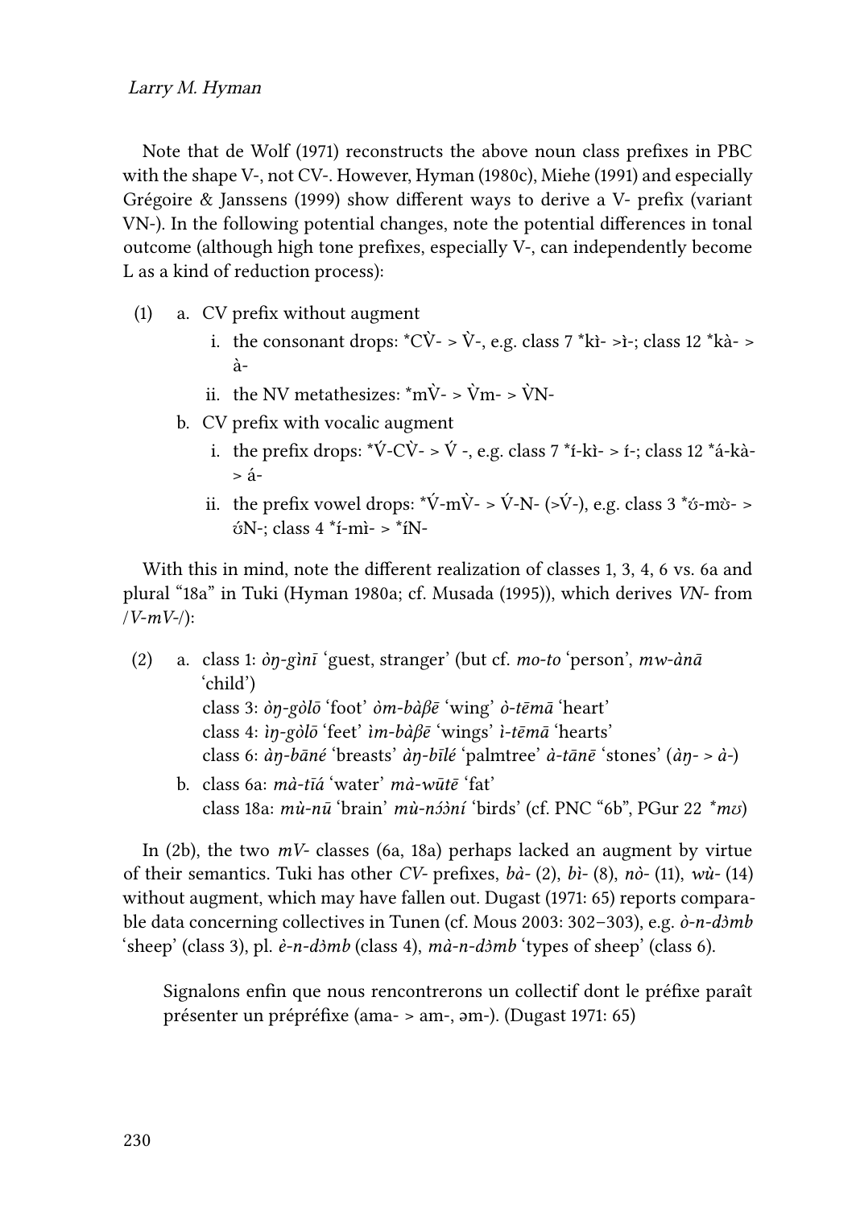Note that de Wolf (1971) reconstructs the above noun class prefixes in PBC with the shape V-, not CV-. However, Hyman (1980c), Miehe (1991) and especially Grégoire & Janssens (1999) show different ways to derive a V- prefix (variant VN-). In the following potential changes, note the potential differences in tonal outcome (although high tone prefixes, especially V-, can independently become L as a kind of reduction process):

(1) a. CV prefix without augment
  i. the consonant drops: *CV̀- > V̀-, e.g. class 7 *kì- >ì-; class 12 *kà- > à-
  ii. the NV metathesizes: *mV̀- > V̀m- > V̀N-
 b. CV prefix with vocalic augment
  i. the prefix drops: *V́-CV̀- > V́ -, e.g. class 7 *í-kì- > í-; class 12 *á-kà- > á-
  ii. the prefix vowel drops: *V́-mV̀- > V́-N- (>V́-), e.g. class 3 *ʊ́-mʊ̀- > ʊ́N-; class 4 *í-mì- > *íN-

With this in mind, note the different realization of classes 1, 3, 4, 6 vs. 6a and plural "18a" in Tuki (Hyman 1980a; cf. Musada (1995)), which derives *VN-* from */V-mV-/*):

(2) a. class 1: *òŋ-gìnī* 'guest, stranger' (but cf. *mo-to* 'person', *mw-ànā* 'child')
  class 3: *òŋ-gòlō* 'foot' *òm-bàβē* 'wing' *ò-tēmā* 'heart'
  class 4: *ìŋ-gòlō* 'feet' *ìm-bàβē* 'wings' *ì-tēmā* 'hearts'
  class 6: *àŋ-bāné* 'breasts' *àŋ-bīlé* 'palmtree' *à-tānē* 'stones' (*àŋ-* > *à-*)
 b. class 6a: *mà-tīá* 'water' *mà-wūtē* 'fat'
  class 18a: *mù-nū* 'brain' *mù-nɔ́ɔ̀ní* 'birds' (cf. PNC "6b", PGur 22 *\*mʊ*)

In (2b), the two *mV-* classes (6a, 18a) perhaps lacked an augment by virtue of their semantics. Tuki has other *CV-* prefixes, *bà-* (2), *bì-* (8), *nò-* (11), *wù-* (14) without augment, which may have fallen out. Dugast (1971: 65) reports comparable data concerning collectives in Tunen (cf. Mous 2003: 302–303), e.g. *ò-n-dɔ̀mb* 'sheep' (class 3), pl. *è-n-dɔ̀mb* (class 4), *mà-n-dɔ̀mb* 'types of sheep' (class 6).

> Signalons enfin que nous rencontrerons un collectif dont le préfixe paraît présenter un prépréfixe (ama- > am-, əm-). (Dugast 1971: 65)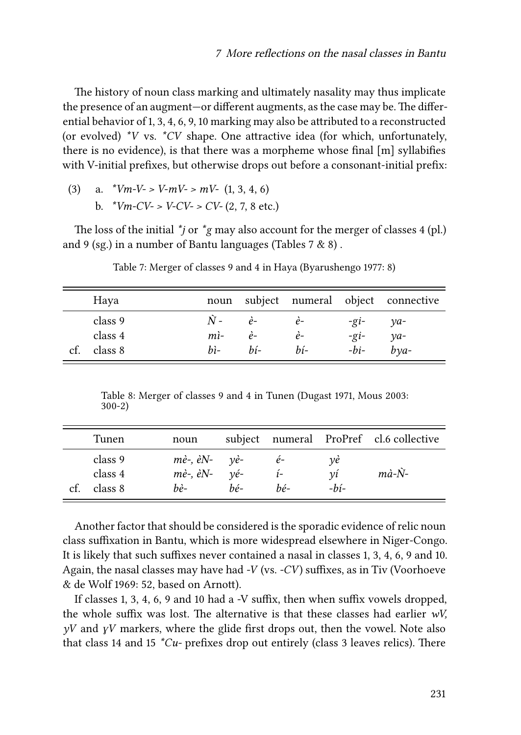The history of noun class marking and ultimately nasality may thus implicate the presence of an augment—or different augments, as the case may be. The differential behavior of 1, 3, 4, 6, 9, 10 marking may also be attributed to a reconstructed (or evolved) *\*V* vs. *\*CV* shape. One attractive idea (for which, unfortunately, there is no evidence), is that there was a morpheme whose final [m] syllabifies with V-initial prefixes, but otherwise drops out before a consonant-initial prefix:

(3) a. *\*Vm-V- > V-mV- > mV-* (1, 3, 4, 6)  
 b. *\*Vm-CV- > V-CV- > CV-* (2, 7, 8 etc.)

The loss of the initial *\*j* or *\*g* may also account for the merger of classes 4 (pl.) and 9 (sg.) in a number of Bantu languages (Tables 7 & 8) .

Table 7: Merger of classes 9 and 4 in Haya (Byarushengo 1977: 8)

| | Haya | noun | subject | numeral | object | connective |
|---|---|---|---|---|---|---|
| | class 9 | *Ǹ-* | *è-* | *è-* | *-gi-* | *ya-* |
| | class 4 | *mì-* | *è-* | *è-* | *-gi-* | *ya-* |
| cf. | class 8 | *bì-* | *bí-* | *bí-* | *-bi-* | *bya-* |

Table 8: Merger of classes 9 and 4 in Tunen (Dugast 1971, Mous 2003: 300-2)

| | Tunen | noun | subject | numeral | ProPref | cl.6 collective |
|---|---|---|---|---|---|---|
| | class 9 | *mè-, èN-* | *yè-* | *é-* | *yè* | |
| | class 4 | *mè-, èN-* | *yé-* | *í-* | *yí* | *mà-Ǹ-* |
| cf. | class 8 | *bè-* | *bé-* | *bé-* | *-bí-* | |

Another factor that should be considered is the sporadic evidence of relic noun class suffixation in Bantu, which is more widespread elsewhere in Niger-Congo. It is likely that such suffixes never contained a nasal in classes 1, 3, 4, 6, 9 and 10. Again, the nasal classes may have had *-V* (vs. *-CV*) suffixes, as in Tiv (Voorhoeve & de Wolf 1969: 52, based on Arnott).

If classes 1, 3, 4, 6, 9 and 10 had a -V suffix, then when suffix vowels dropped, the whole suffix was lost. The alternative is that these classes had earlier *wV*, *yV* and *ɣV* markers, where the glide first drops out, then the vowel. Note also that class 14 and 15 *\*Cu-* prefixes drop out entirely (class 3 leaves relics). There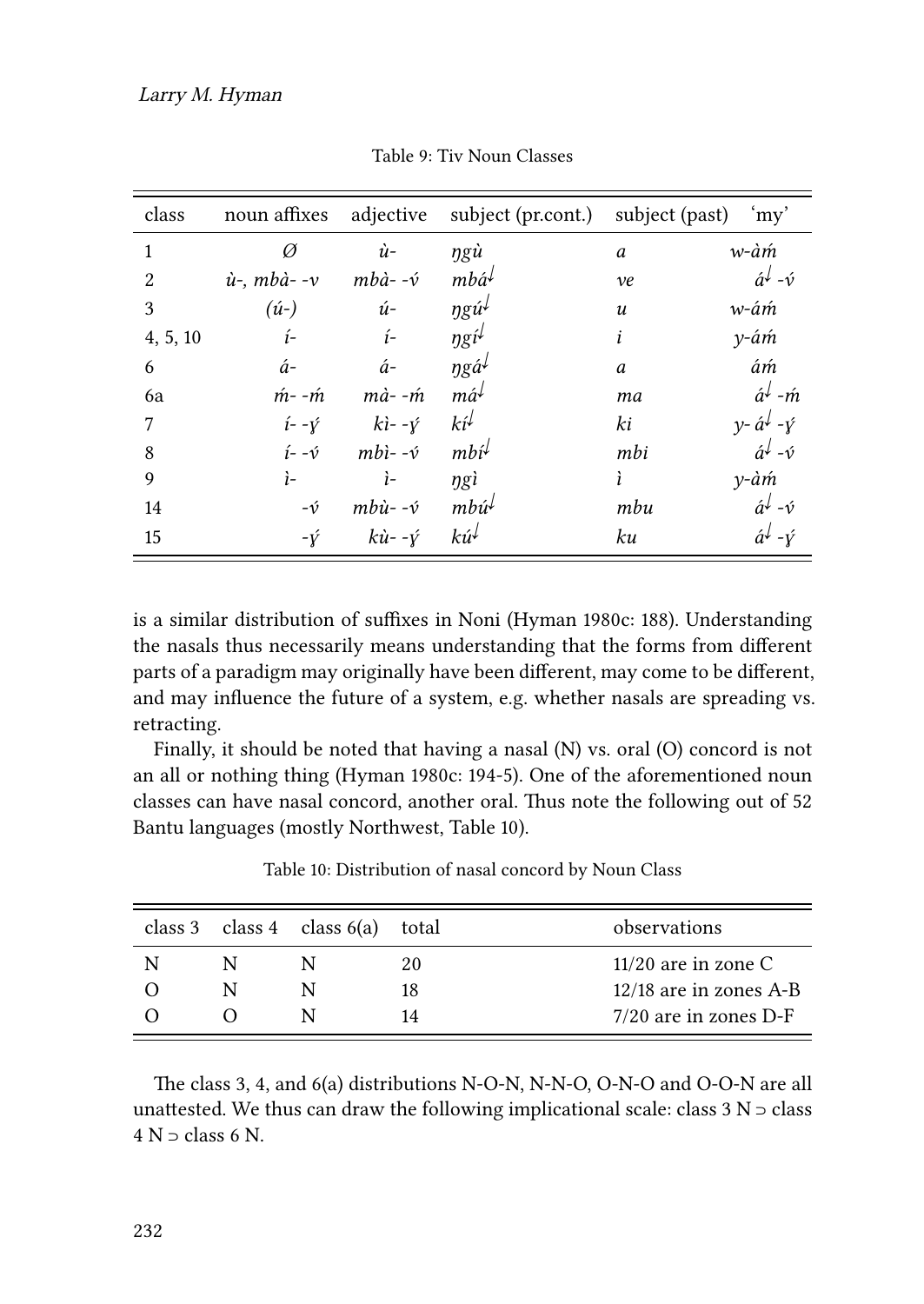Table 9: Tiv Noun Classes

| class | noun affixes | adjective | subject (pr.cont.) | subject (past) | 'my' |
|---|---|---|---|---|---|
| 1 | *Ø* | *ù-* | *ŋgù* | *a* | *w-àḿ* |
| 2 | *ù-, mbà- -v* | *mbà- -v́* | *mbá*ꜜ | *ve* | *á*ꜜ *-v́* |
| 3 | *(ú-)* | *ú-* | *ŋgú*ꜜ | *u* | *w-áḿ* |
| 4, 5, 10 | *í-* | *í-* | *ŋgí*ꜜ | *i* | *y-áḿ* |
| 6 | *á-* | *á-* | *ŋgá*ꜜ | *a* | *áḿ* |
| 6a | *ḿ- -ḿ* | *mà- -ḿ* | *má*ꜜ | *ma* | *á*ꜜ *-ḿ* |
| 7 | *í- -ý* | *kì- -ý* | *kí*ꜜ | *ki* | *y- á*ꜜ *-ý* |
| 8 | *í- -v́* | *mbì- -v́* | *mbí*ꜜ | *mbi* | *á*ꜜ *-v́* |
| 9 | *ì-* | *ì-* | *ŋgì* | *ì* | *y-àḿ* |
| 14 | *-v́* | *mbù- -v́* | *mbú*ꜜ | *mbu* | *á*ꜜ *-v́* |
| 15 | *-ý* | *kù- -ý* | *kú*ꜜ | *ku* | *á*ꜜ *-ý* |

is a similar distribution of suffixes in Noni (Hyman 1980c: 188). Understanding the nasals thus necessarily means understanding that the forms from different parts of a paradigm may originally have been different, may come to be different, and may influence the future of a system, e.g. whether nasals are spreading vs. retracting.

Finally, it should be noted that having a nasal (N) vs. oral (O) concord is not an all or nothing thing (Hyman 1980c: 194-5). One of the aforementioned noun classes can have nasal concord, another oral. Thus note the following out of 52 Bantu languages (mostly Northwest, Table 10).

Table 10: Distribution of nasal concord by Noun Class

| class 3 | class 4 | class 6(a) | total | observations |
|---|---|---|---|---|
| N | N | N | 20 | 11/20 are in zone C |
| O | N | N | 18 | 12/18 are in zones A-B |
| O | O | N | 14 | 7/20 are in zones D-F |

The class 3, 4, and 6(a) distributions N-O-N, N-N-O, O-N-O and O-O-N are all unattested. We thus can draw the following implicational scale: class 3 N ⊃ class 4 N ⊃ class 6 N.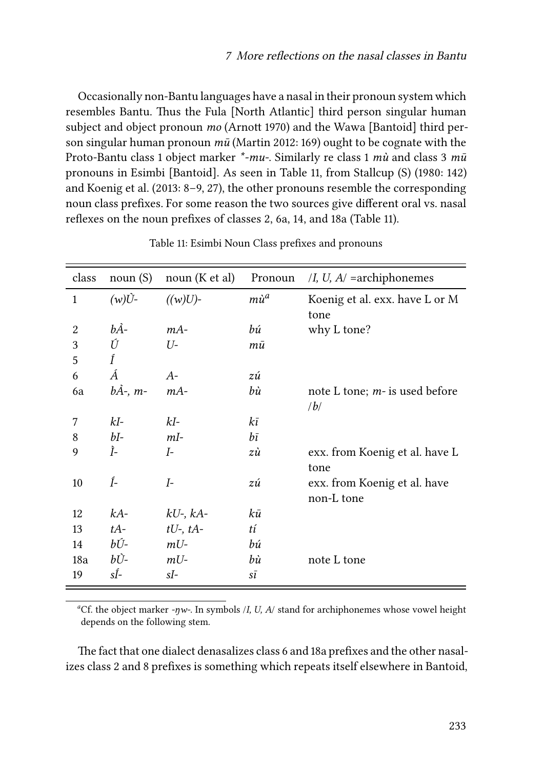Occasionally non-Bantu languages have a nasal in their pronoun system which resembles Bantu. Thus the Fula [North Atlantic] third person singular human subject and object pronoun *mo* (Arnott 1970) and the Wawa [Bantoid] third person singular human pronoun *mū* (Martin 2012: 169) ought to be cognate with the Proto-Bantu class 1 object marker *\*-mu-*. Similarly re class 1 *mù* and class 3 *mū* pronouns in Esimbi [Bantoid]. As seen in Table 11, from Stallcup (S) (1980: 142) and Koenig et al. (2013: 8–9, 27), the other pronouns resemble the corresponding noun class prefixes. For some reason the two sources give different oral vs. nasal reflexes on the noun prefixes of classes 2, 6a, 14, and 18a (Table 11).

Table 11: Esimbi Noun Class prefixes and pronouns

| class | noun (S) | noun (K et al) | Pronoun | /I, U, A/ =archiphonemes |
|---|---|---|---|---|
| 1 | *(w)Ù-* | *((w)U)-* | *mù*[a] | Koenig et al. exx. have L or M tone |
| 2 | *bÀ-* | *mA-* | *bú* | why L tone? |
| 3 | *Ú* | *U-* | *mū* | |
| 5 | *Í* | | | |
| 6 | *Á* | *A-* | *zú* | |
| 6a | *bÀ-, m-* | *mA-* | *bù* | note L tone; *m-* is used before /*b*/ |
| 7 | *kI-* | *kI-* | *kī* | |
| 8 | *bI-* | *mI-* | *bī* | |
| 9 | *Ì-* | *I-* | *zù* | exx. from Koenig et al. have L tone |
| 10 | *Í-* | *I-* | *zú* | exx. from Koenig et al. have non-L tone |
| 12 | *kA-* | *kU-, kA-* | *kū* | |
| 13 | *tA-* | *tU-, tA-* | *tí* | |
| 14 | *bÚ-* | *mU-* | *bú* | |
| 18a | *bÙ-* | *mU-* | *bù* | note L tone |
| 19 | *sÍ-* | *sI-* | *sī* | |

[a] Cf. the object marker *-ŋw-*. In symbols /*I, U, A*/ stand for archiphonemes whose vowel height depends on the following stem.

The fact that one dialect denasalizes class 6 and 18a prefixes and the other nasalizes class 2 and 8 prefixes is something which repeats itself elsewhere in Bantoid,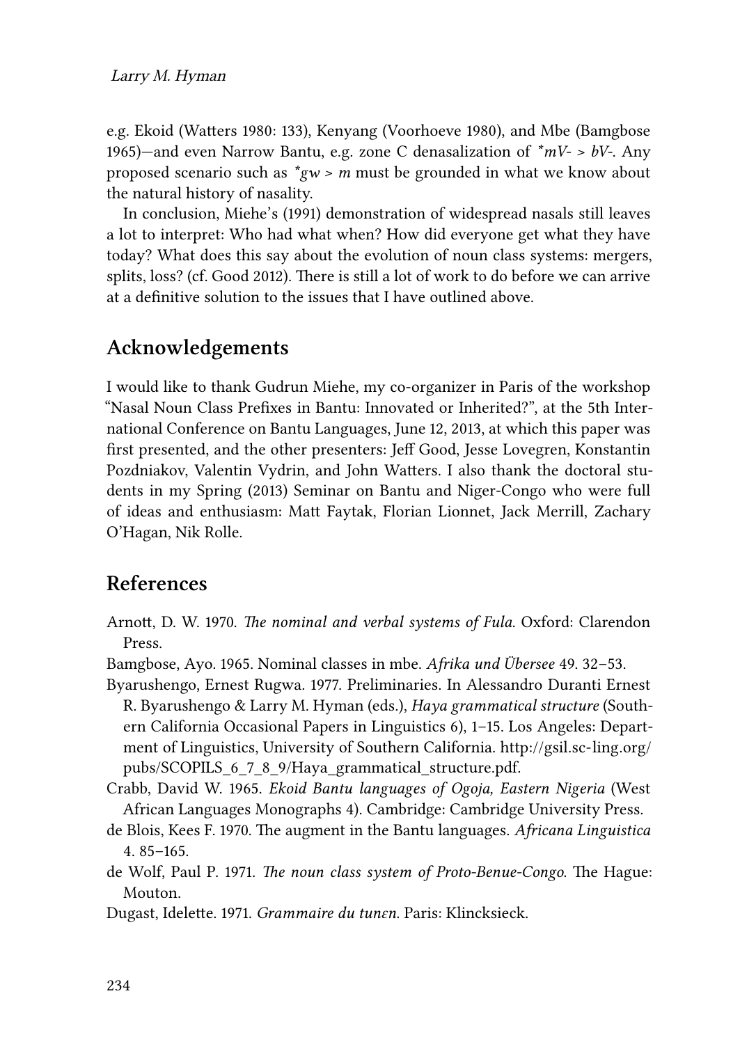e.g. Ekoid (Watters 1980: 133), Kenyang (Voorhoeve 1980), and Mbe (Bamgbose 1965)—and even Narrow Bantu, e.g. zone C denasalization of **mV-* > *bV-*. Any proposed scenario such as **gw* > *m* must be grounded in what we know about the natural history of nasality.

In conclusion, Miehe's (1991) demonstration of widespread nasals still leaves a lot to interpret: Who had what when? How did everyone get what they have today? What does this say about the evolution of noun class systems: mergers, splits, loss? (cf. Good 2012). There is still a lot of work to do before we can arrive at a definitive solution to the issues that I have outlined above.

## Acknowledgements

I would like to thank Gudrun Miehe, my co-organizer in Paris of the workshop "Nasal Noun Class Prefixes in Bantu: Innovated or Inherited?", at the 5th International Conference on Bantu Languages, June 12, 2013, at which this paper was first presented, and the other presenters: Jeff Good, Jesse Lovegren, Konstantin Pozdniakov, Valentin Vydrin, and John Watters. I also thank the doctoral students in my Spring (2013) Seminar on Bantu and Niger-Congo who were full of ideas and enthusiasm: Matt Faytak, Florian Lionnet, Jack Merrill, Zachary O'Hagan, Nik Rolle.

## References

Arnott, D. W. 1970. *The nominal and verbal systems of Fula*. Oxford: Clarendon Press.

Bamgbose, Ayo. 1965. Nominal classes in mbe. *Afrika und Übersee* 49. 32–53.

Byarushengo, Ernest Rugwa. 1977. Preliminaries. In Alessandro Duranti Ernest R. Byarushengo & Larry M. Hyman (eds.), *Haya grammatical structure* (Southern California Occasional Papers in Linguistics 6), 1–15. Los Angeles: Department of Linguistics, University of Southern California. http://gsil.sc-ling.org/pubs/SCOPILS_6_7_8_9/Haya_grammatical_structure.pdf.

Crabb, David W. 1965. *Ekoid Bantu languages of Ogoja, Eastern Nigeria* (West African Languages Monographs 4). Cambridge: Cambridge University Press.

de Blois, Kees F. 1970. The augment in the Bantu languages. *Africana Linguistica* 4. 85–165.

de Wolf, Paul P. 1971. *The noun class system of Proto-Benue-Congo*. The Hague: Mouton.

Dugast, Idelette. 1971. *Grammaire du tunɛn*. Paris: Klincksieck.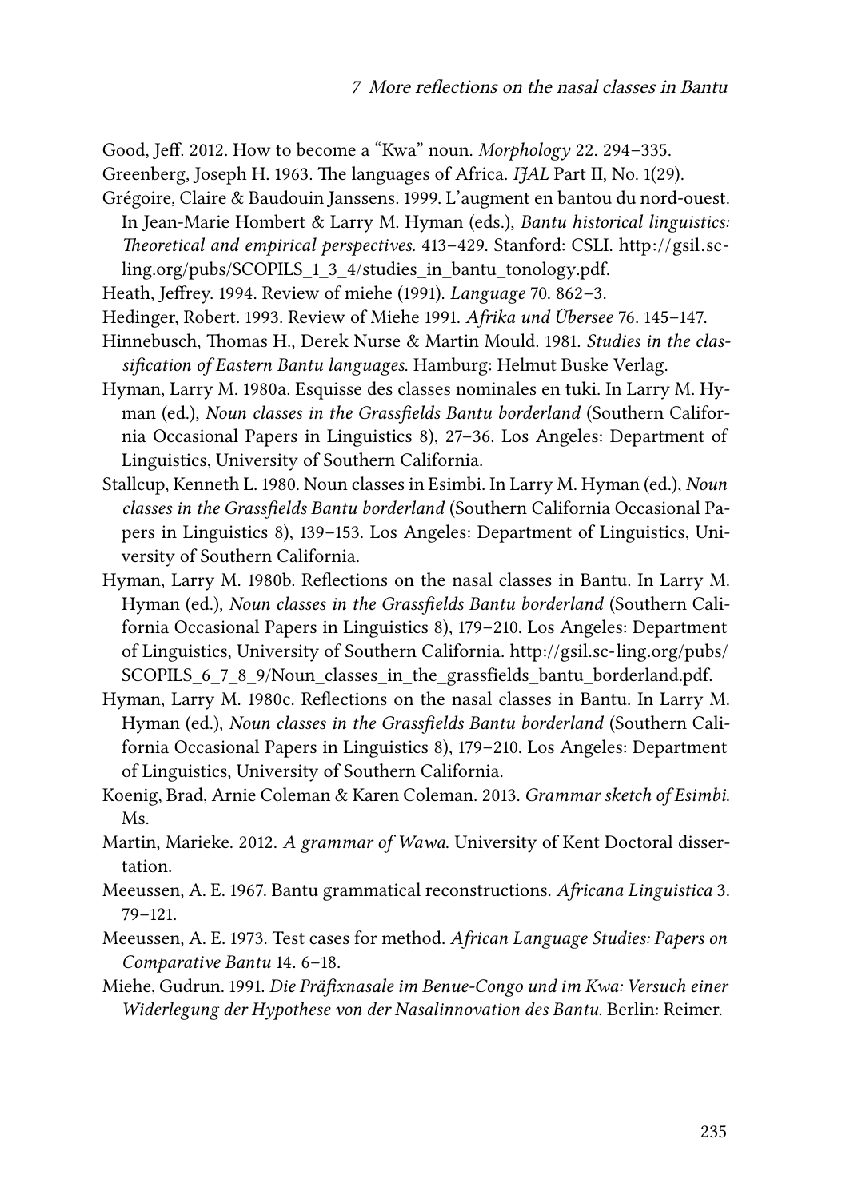Good, Jeff. 2012. How to become a "Kwa" noun. *Morphology* 22. 294–335.

Greenberg, Joseph H. 1963. The languages of Africa. *IJAL* Part II, No. 1(29).

Grégoire, Claire & Baudouin Janssens. 1999. L'augment en bantou du nord-ouest. In Jean-Marie Hombert & Larry M. Hyman (eds.), *Bantu historical linguistics: Theoretical and empirical perspectives*. 413–429. Stanford: CSLI. http://gsil.sc-ling.org/pubs/SCOPILS_1_3_4/studies_in_bantu_tonology.pdf.

Heath, Jeffrey. 1994. Review of miehe (1991). *Language* 70. 862–3.

Hedinger, Robert. 1993. Review of Miehe 1991. *Afrika und Übersee* 76. 145–147.

Hinnebusch, Thomas H., Derek Nurse & Martin Mould. 1981. *Studies in the classification of Eastern Bantu languages*. Hamburg: Helmut Buske Verlag.

Hyman, Larry M. 1980a. Esquisse des classes nominales en tuki. In Larry M. Hyman (ed.), *Noun classes in the Grassfields Bantu borderland* (Southern California Occasional Papers in Linguistics 8), 27–36. Los Angeles: Department of Linguistics, University of Southern California.

Stallcup, Kenneth L. 1980. Noun classes in Esimbi. In Larry M. Hyman (ed.), *Noun classes in the Grassfields Bantu borderland* (Southern California Occasional Papers in Linguistics 8), 139–153. Los Angeles: Department of Linguistics, University of Southern California.

Hyman, Larry M. 1980b. Reflections on the nasal classes in Bantu. In Larry M. Hyman (ed.), *Noun classes in the Grassfields Bantu borderland* (Southern California Occasional Papers in Linguistics 8), 179–210. Los Angeles: Department of Linguistics, University of Southern California. http://gsil.sc-ling.org/pubs/SCOPILS_6_7_8_9/Noun_classes_in_the_grassfields_bantu_borderland.pdf.

Hyman, Larry M. 1980c. Reflections on the nasal classes in Bantu. In Larry M. Hyman (ed.), *Noun classes in the Grassfields Bantu borderland* (Southern California Occasional Papers in Linguistics 8), 179–210. Los Angeles: Department of Linguistics, University of Southern California.

Koenig, Brad, Arnie Coleman & Karen Coleman. 2013. *Grammar sketch of Esimbi*. Ms.

Martin, Marieke. 2012. *A grammar of Wawa*. University of Kent Doctoral dissertation.

Meeussen, A. E. 1967. Bantu grammatical reconstructions. *Africana Linguistica* 3. 79–121.

Meeussen, A. E. 1973. Test cases for method. *African Language Studies: Papers on Comparative Bantu* 14. 6–18.

Miehe, Gudrun. 1991. *Die Präfixnasale im Benue-Congo und im Kwa: Versuch einer Widerlegung der Hypothese von der Nasalinnovation des Bantu*. Berlin: Reimer.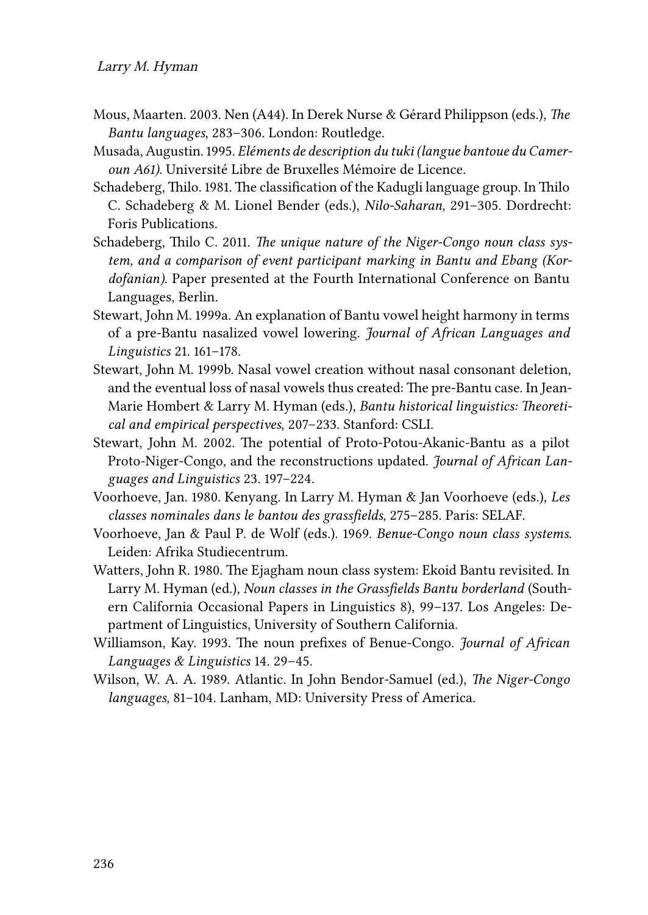Mous, Maarten. 2003. Nen (A44). In Derek Nurse & Gérard Philippson (eds.), *The Bantu languages*, 283–306. London: Routledge.

Musada, Augustin. 1995. *Eléments de description du tuki (langue bantoue du Cameroun A61)*. Université Libre de Bruxelles Mémoire de Licence.

Schadeberg, Thilo. 1981. The classification of the Kadugli language group. In Thilo C. Schadeberg & M. Lionel Bender (eds.), *Nilo-Saharan*, 291–305. Dordrecht: Foris Publications.

Schadeberg, Thilo C. 2011. *The unique nature of the Niger-Congo noun class system, and a comparison of event participant marking in Bantu and Ebang (Kordofanian)*. Paper presented at the Fourth International Conference on Bantu Languages, Berlin.

Stewart, John M. 1999a. An explanation of Bantu vowel height harmony in terms of a pre-Bantu nasalized vowel lowering. *Journal of African Languages and Linguistics* 21. 161–178.

Stewart, John M. 1999b. Nasal vowel creation without nasal consonant deletion, and the eventual loss of nasal vowels thus created: The pre-Bantu case. In Jean-Marie Hombert & Larry M. Hyman (eds.), *Bantu historical linguistics: Theoretical and empirical perspectives*, 207–233. Stanford: CSLI.

Stewart, John M. 2002. The potential of Proto-Potou-Akanic-Bantu as a pilot Proto-Niger-Congo, and the reconstructions updated. *Journal of African Languages and Linguistics* 23. 197–224.

Voorhoeve, Jan. 1980. Kenyang. In Larry M. Hyman & Jan Voorhoeve (eds.), *Les classes nominales dans le bantou des grassfields*, 275–285. Paris: SELAF.

Voorhoeve, Jan & Paul P. de Wolf (eds.). 1969. *Benue-Congo noun class systems*. Leiden: Afrika Studiecentrum.

Watters, John R. 1980. The Ejagham noun class system: Ekoid Bantu revisited. In Larry M. Hyman (ed.), *Noun classes in the Grassfields Bantu borderland* (Southern California Occasional Papers in Linguistics 8), 99–137. Los Angeles: Department of Linguistics, University of Southern California.

Williamson, Kay. 1993. The noun prefixes of Benue-Congo. *Journal of African Languages & Linguistics* 14. 29–45.

Wilson, W. A. A. 1989. Atlantic. In John Bendor-Samuel (ed.), *The Niger-Congo languages,* 81–104. Lanham, MD: University Press of America.